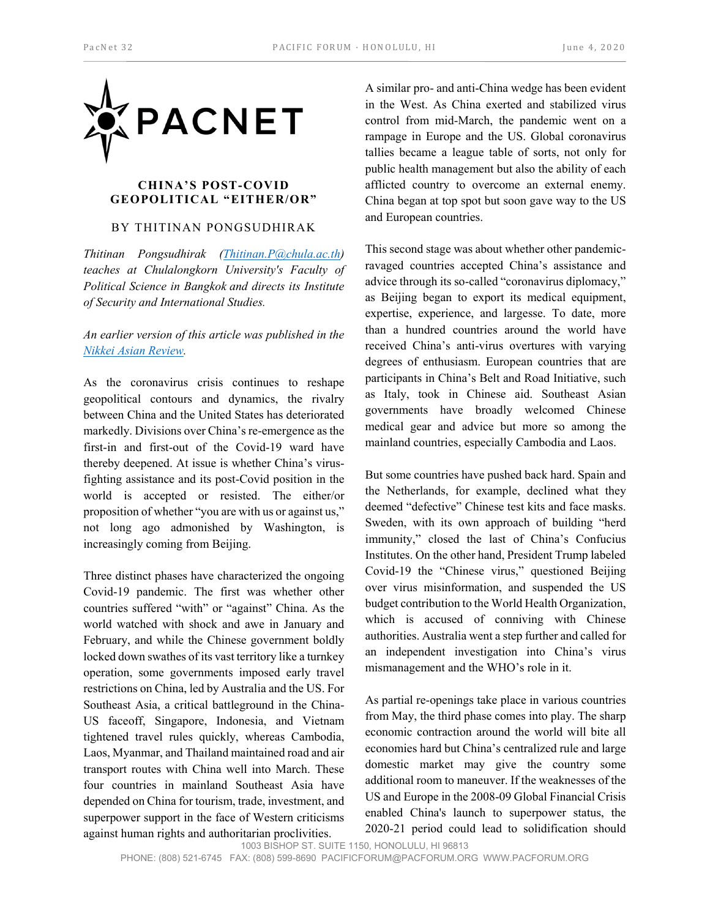# CHINA'S POST-COVID GEOPOLITICAL "EITHER/OR"

BY THITINAN PONGSUDHIRAK

*Thitinan Pongsudhirak (Thitinan.P@chula.ac.th) teaches at Chulalongkorn University's Faculty of Political Science in Bangkok and directs its Institute of Security and International Studies.*

*An earlier version of this article was published in the Nikkei Asian Review.*

As the coronavirus crisis continues to reshape geopolitical contours and dynamics, the rivalry between China and the United States has deteriorated markedly. Divisions over China's re-emergence as the first-in and first-out of the Covid-19 ward have thereby deepened. At issue is whether China's virus-fighting assistance and its post-Covid position in the world is accepted or resisted. The either/or proposition of whether "you are with us or against us," not long ago admonished by Washington, is increasingly coming from Beijing.

Three distinct phases have characterized the ongoing Covid-19 pandemic. The first was whether other countries suffered "with" or "against" China. As the world watched with shock and awe in January and February, and while the Chinese government boldly locked down swathes of its vast territory like a turnkey operation, some governments imposed early travel restrictions on China, led by Australia and the US. For Southeast Asia, a critical battleground in the China-US faceoff, Singapore, Indonesia, and Vietnam tightened travel rules quickly, whereas Cambodia, Laos, Myanmar, and Thailand maintained road and air transport routes with China well into March. These four countries in mainland Southeast Asia have depended on China for tourism, trade, investment, and superpower support in the face of Western criticisms against human rights and authoritarian proclivities.

A similar pro- and anti-China wedge has been evident in the West. As China exerted and stabilized virus control from mid-March, the pandemic went on a rampage in Europe and the US. Global coronavirus tallies became a league table of sorts, not only for public health management but also the ability of each afflicted country to overcome an external enemy. China began at top spot but soon gave way to the US and European countries.

This second stage was about whether other pandemic-ravaged countries accepted China's assistance and advice through its so-called "coronavirus diplomacy," as Beijing began to export its medical equipment, expertise, experience, and largesse. To date, more than a hundred countries around the world have received China's anti-virus overtures with varying degrees of enthusiasm. European countries that are participants in China's Belt and Road Initiative, such as Italy, took in Chinese aid. Southeast Asian governments have broadly welcomed Chinese medical gear and advice but more so among the mainland countries, especially Cambodia and Laos.

But some countries have pushed back hard. Spain and the Netherlands, for example, declined what they deemed "defective" Chinese test kits and face masks. Sweden, with its own approach of building "herd immunity," closed the last of China's Confucius Institutes. On the other hand, President Trump labeled Covid-19 the "Chinese virus," questioned Beijing over virus misinformation, and suspended the US budget contribution to the World Health Organization, which is accused of conniving with Chinese authorities. Australia went a step further and called for an independent investigation into China's virus mismanagement and the WHO's role in it.

As partial re-openings take place in various countries from May, the third phase comes into play. The sharp economic contraction around the world will bite all economies hard but China's centralized rule and large domestic market may give the country some additional room to maneuver. If the weaknesses of the US and Europe in the 2008-09 Global Financial Crisis enabled China's launch to superpower status, the 2020-21 period could lead to solidification should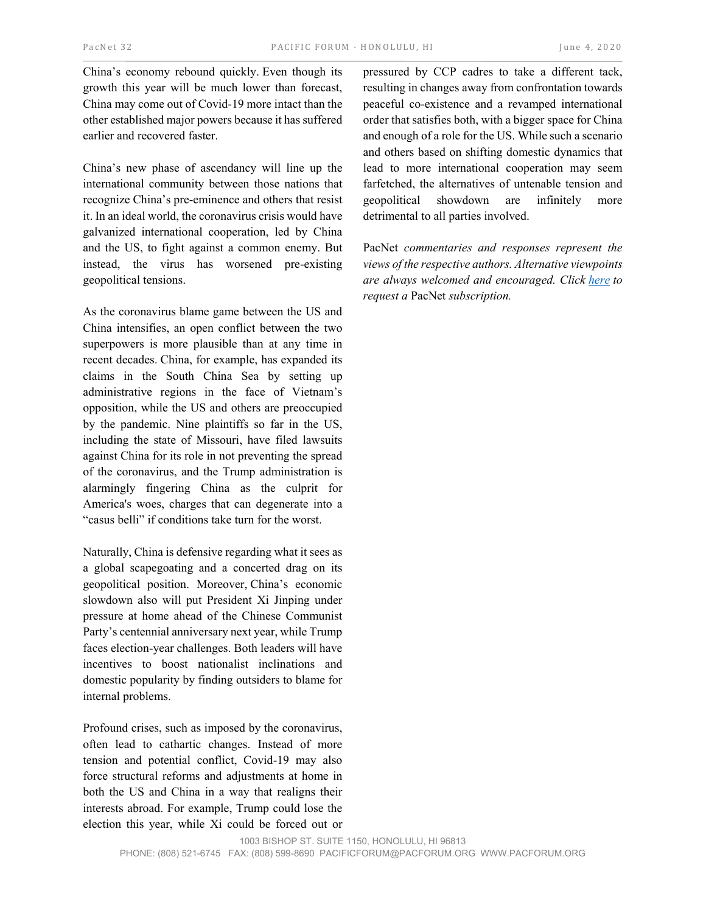China's economy rebound quickly. Even though its growth this year will be much lower than forecast, China may come out of Covid-19 more intact than the other established major powers because it has suffered earlier and recovered faster.

China's new phase of ascendancy will line up the international community between those nations that recognize China's pre-eminence and others that resist it. In an ideal world, the coronavirus crisis would have galvanized international cooperation, led by China and the US, to fight against a common enemy. But instead, the virus has worsened pre-existing geopolitical tensions.

As the coronavirus blame game between the US and China intensifies, an open conflict between the two superpowers is more plausible than at any time in recent decades. China, for example, has expanded its claims in the South China Sea by setting up administrative regions in the face of Vietnam's opposition, while the US and others are preoccupied by the pandemic. Nine plaintiffs so far in the US, including the state of Missouri, have filed lawsuits against China for its role in not preventing the spread of the coronavirus, and the Trump administration is alarmingly fingering China as the culprit for America's woes, charges that can degenerate into a "casus belli" if conditions take turn for the worst.

Naturally, China is defensive regarding what it sees as a global scapegoating and a concerted drag on its geopolitical position. Moreover, China's economic slowdown also will put President Xi Jinping under pressure at home ahead of the Chinese Communist Party's centennial anniversary next year, while Trump faces election-year challenges. Both leaders will have incentives to boost nationalist inclinations and domestic popularity by finding outsiders to blame for internal problems.

Profound crises, such as imposed by the coronavirus, often lead to cathartic changes. Instead of more tension and potential conflict, Covid-19 may also force structural reforms and adjustments at home in both the US and China in a way that realigns their interests abroad. For example, Trump could lose the election this year, while Xi could be forced out or pressured by CCP cadres to take a different tack, resulting in changes away from confrontation towards peaceful co-existence and a revamped international order that satisfies both, with a bigger space for China and enough of a role for the US. While such a scenario and others based on shifting domestic dynamics that lead to more international cooperation may seem farfetched, the alternatives of untenable tension and geopolitical showdown are infinitely more detrimental to all parties involved.

PacNet *commentaries and responses represent the views of the respective authors. Alternative viewpoints are always welcomed and encouraged. Click [here](#) to request a* PacNet *subscription.*